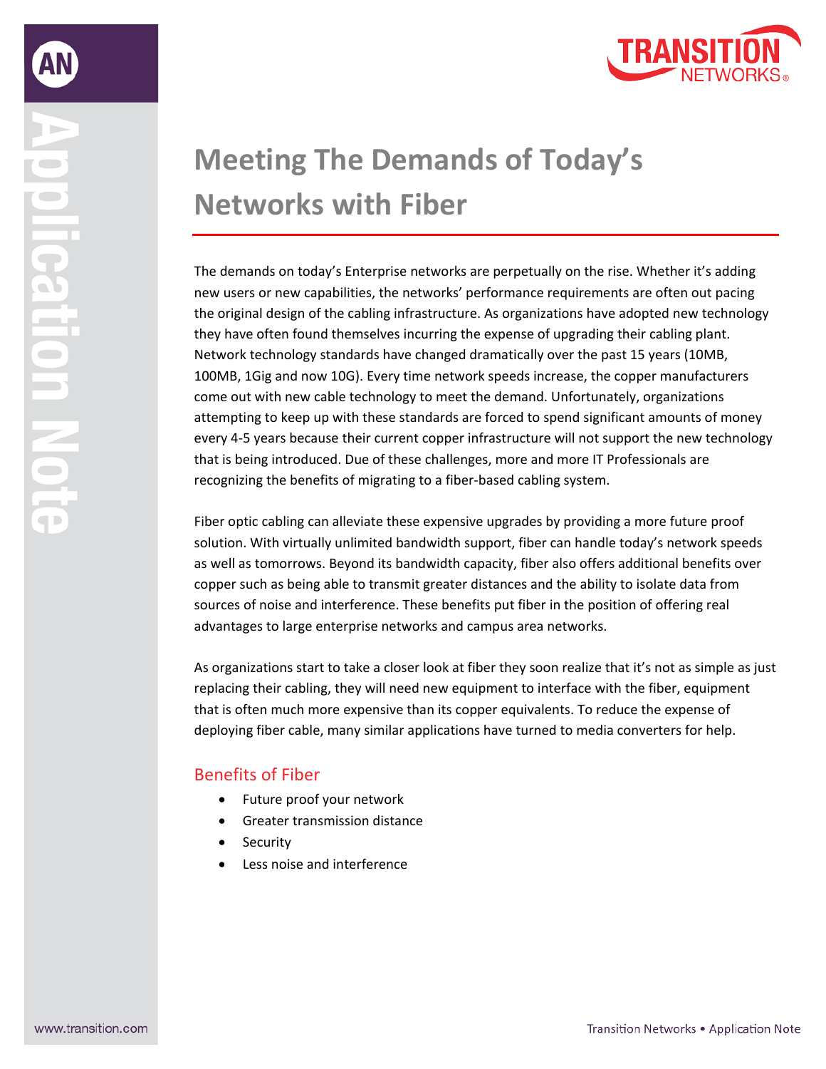# Meeting The Demands of Today's Networks with Fiber

The demands on today's Enterprise networks are perpetually on the rise. Whether it's adding new users or new capabilities, the networks' performance requirements are often out pacing the original design of the cabling infrastructure. As organizations have adopted new technology they have often found themselves incurring the expense of upgrading their cabling plant. Network technology standards have changed dramatically over the past 15 years (10MB, 100MB, 1Gig and now 10G). Every time network speeds increase, the copper manufacturers come out with new cable technology to meet the demand. Unfortunately, organizations attempting to keep up with these standards are forced to spend significant amounts of money every 4-5 years because their current copper infrastructure will not support the new technology that is being introduced. Due of these challenges, more and more IT Professionals are recognizing the benefits of migrating to a fiber-based cabling system.

Fiber optic cabling can alleviate these expensive upgrades by providing a more future proof solution. With virtually unlimited bandwidth support, fiber can handle today's network speeds as well as tomorrows. Beyond its bandwidth capacity, fiber also offers additional benefits over copper such as being able to transmit greater distances and the ability to isolate data from sources of noise and interference. These benefits put fiber in the position of offering real advantages to large enterprise networks and campus area networks.

As organizations start to take a closer look at fiber they soon realize that it's not as simple as just replacing their cabling, they will need new equipment to interface with the fiber, equipment that is often much more expensive than its copper equivalents. To reduce the expense of deploying fiber cable, many similar applications have turned to media converters for help.

## Benefits of Fiber

- Future proof your network
- Greater transmission distance
- Security
- Less noise and interference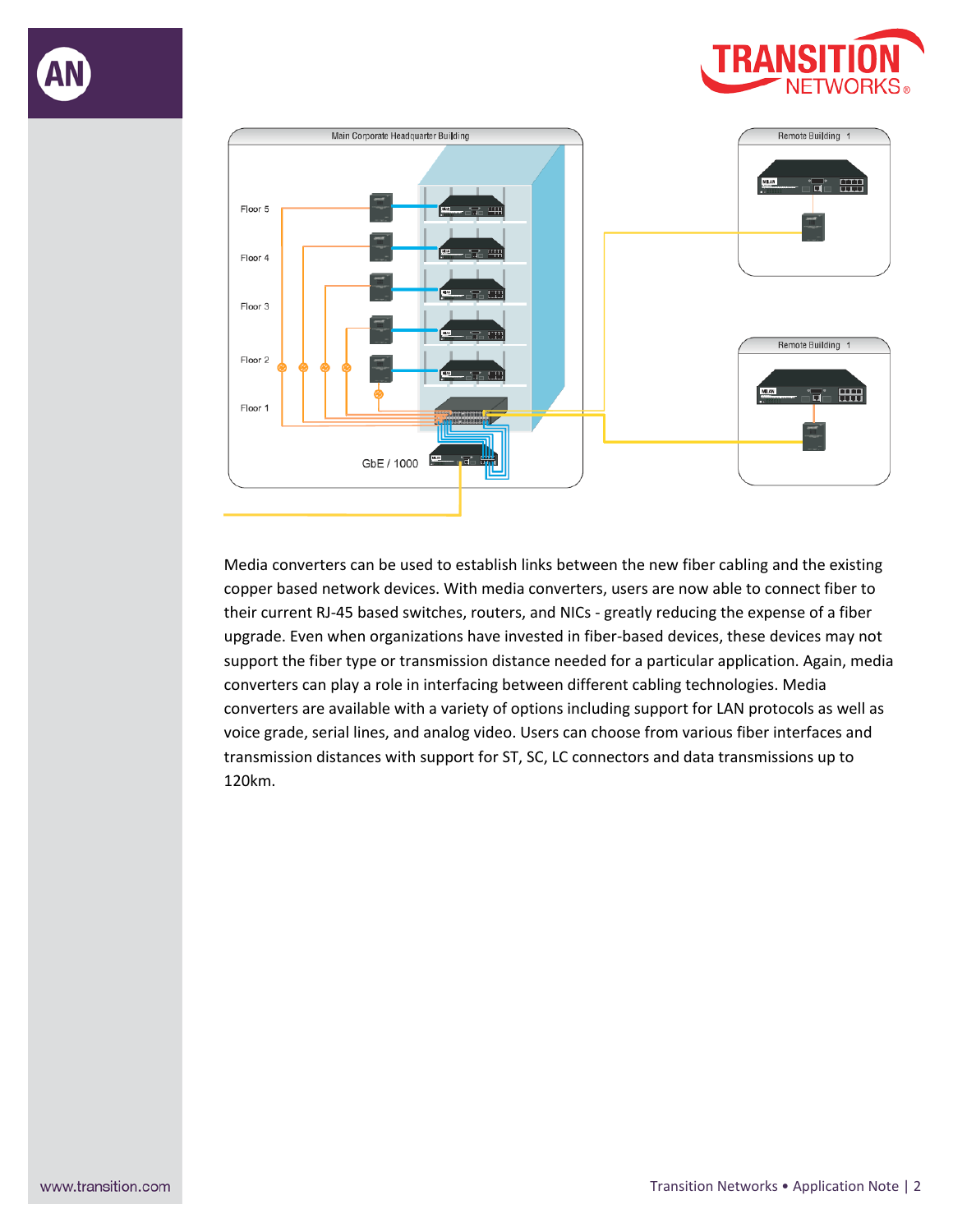Main Corporate Headquarter Building

Floor 5

Floor 4

Floor 3

Floor 2

Floor 1

GbE / 1000

Remote Building 1

Remote Building 1

Media converters can be used to establish links between the new fiber cabling and the existing copper based network devices. With media converters, users are now able to connect fiber to their current RJ-45 based switches, routers, and NICs - greatly reducing the expense of a fiber upgrade. Even when organizations have invested in fiber-based devices, these devices may not support the fiber type or transmission distance needed for a particular application. Again, media converters can play a role in interfacing between different cabling technologies. Media converters are available with a variety of options including support for LAN protocols as well as voice grade, serial lines, and analog video. Users can choose from various fiber interfaces and transmission distances with support for ST, SC, LC connectors and data transmissions up to 120km.